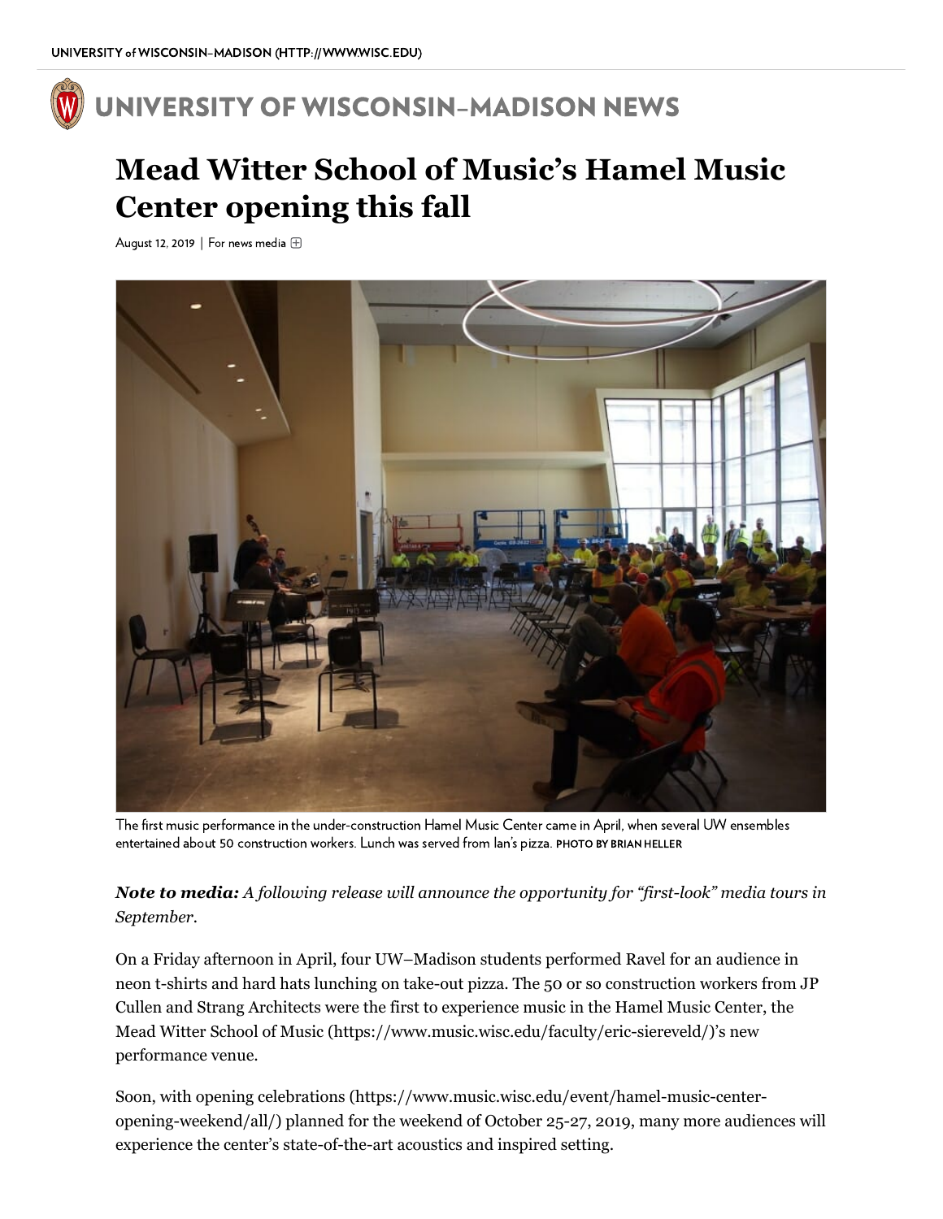UNIVERSITY of WISCONSIN–MADISON (HTTP://WWW.WISC.EDU)

# UNIVERSITY OF WISCONSIN–MADISON NEWS

## Mead Witter School of Music's Hamel Music Center opening this fall

August 12, 2019 | For news media

The first music performance in the under-construction Hamel Music Center came in April, when several UW ensembles entertained about 50 construction workers. Lunch was served from Ian's pizza. PHOTO BY BRIAN HELLER

***Note to media:*** *A following release will announce the opportunity for "first-look" media tours in September.*

On a Friday afternoon in April, four UW–Madison students performed Ravel for an audience in neon t-shirts and hard hats lunching on take-out pizza. The 50 or so construction workers from JP Cullen and Strang Architects were the first to experience music in the Hamel Music Center, the Mead Witter School of Music (https://www.music.wisc.edu/faculty/eric-siereveld/)'s new performance venue.

Soon, with opening celebrations (https://www.music.wisc.edu/event/hamel-music-center-opening-weekend/all/) planned for the weekend of October 25-27, 2019, many more audiences will experience the center's state-of-the-art acoustics and inspired setting.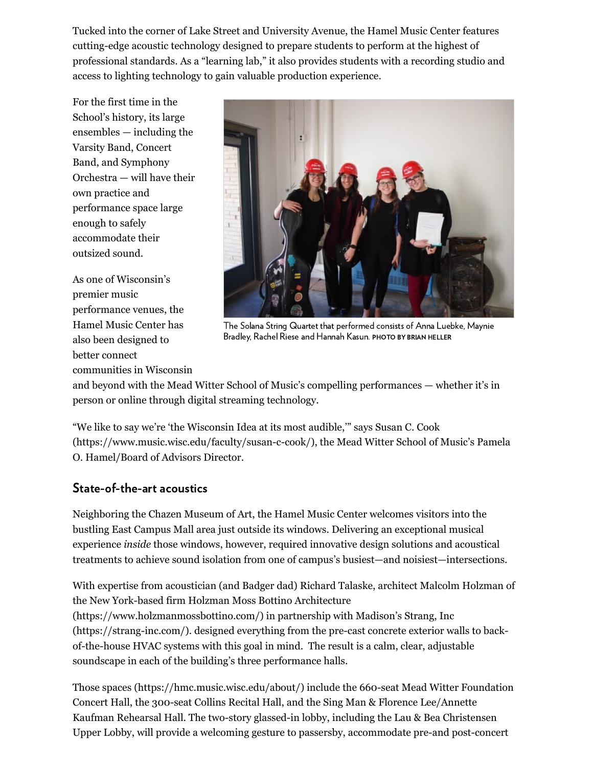Tucked into the corner of Lake Street and University Avenue, the Hamel Music Center features cutting-edge acoustic technology designed to prepare students to perform at the highest of professional standards. As a "learning lab," it also provides students with a recording studio and access to lighting technology to gain valuable production experience.

For the first time in the School's history, its large ensembles — including the Varsity Band, Concert Band, and Symphony Orchestra — will have their own practice and performance space large enough to safely accommodate their outsized sound.

The Solana String Quartet that performed consists of Anna Luebke, Maynie Bradley, Rachel Riese and Hannah Kasun. PHOTO BY BRIAN HELLER

As one of Wisconsin's premier music performance venues, the Hamel Music Center has also been designed to better connect communities in Wisconsin and beyond with the Mead Witter School of Music's compelling performances — whether it's in person or online through digital streaming technology.

"We like to say we're 'the Wisconsin Idea at its most audible,'" says Susan C. Cook (https://www.music.wisc.edu/faculty/susan-c-cook/), the Mead Witter School of Music's Pamela O. Hamel/Board of Advisors Director.

## State-of-the-art acoustics

Neighboring the Chazen Museum of Art, the Hamel Music Center welcomes visitors into the bustling East Campus Mall area just outside its windows. Delivering an exceptional musical experience *inside* those windows, however, required innovative design solutions and acoustical treatments to achieve sound isolation from one of campus's busiest—and noisiest—intersections.

With expertise from acoustician (and Badger dad) Richard Talaske, architect Malcolm Holzman of the New York-based firm Holzman Moss Bottino Architecture (https://www.holzmanmossbottino.com/) in partnership with Madison's Strang, Inc (https://strang-inc.com/). designed everything from the pre-cast concrete exterior walls to back-of-the-house HVAC systems with this goal in mind. The result is a calm, clear, adjustable soundscape in each of the building's three performance halls.

Those spaces (https://hmc.music.wisc.edu/about/) include the 660-seat Mead Witter Foundation Concert Hall, the 300-seat Collins Recital Hall, and the Sing Man & Florence Lee/Annette Kaufman Rehearsal Hall. The two-story glassed-in lobby, including the Lau & Bea Christensen Upper Lobby, will provide a welcoming gesture to passersby, accommodate pre-and post-concert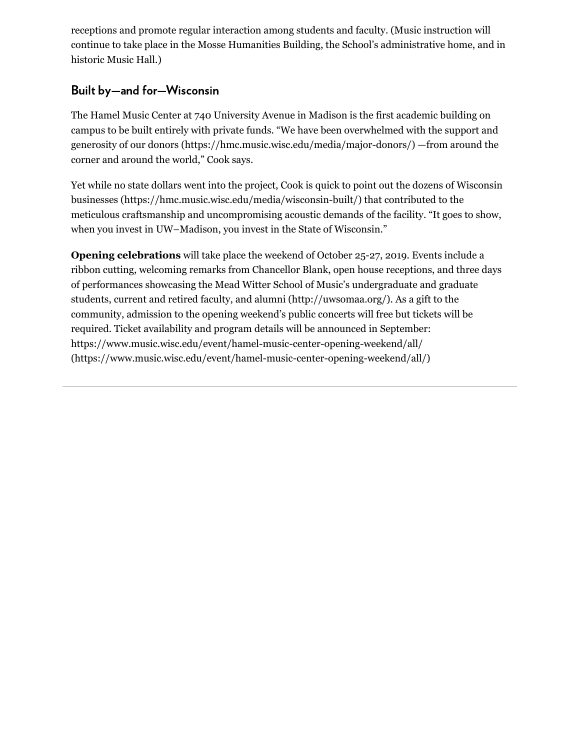receptions and promote regular interaction among students and faculty. (Music instruction will continue to take place in the Mosse Humanities Building, the School's administrative home, and in historic Music Hall.)

## Built by—and for—Wisconsin

The Hamel Music Center at 740 University Avenue in Madison is the first academic building on campus to be built entirely with private funds. "We have been overwhelmed with the support and generosity of our donors (https://hmc.music.wisc.edu/media/major-donors/) —from around the corner and around the world," Cook says.

Yet while no state dollars went into the project, Cook is quick to point out the dozens of Wisconsin businesses (https://hmc.music.wisc.edu/media/wisconsin-built/) that contributed to the meticulous craftsmanship and uncompromising acoustic demands of the facility. "It goes to show, when you invest in UW–Madison, you invest in the State of Wisconsin."

**Opening celebrations** will take place the weekend of October 25-27, 2019. Events include a ribbon cutting, welcoming remarks from Chancellor Blank, open house receptions, and three days of performances showcasing the Mead Witter School of Music's undergraduate and graduate students, current and retired faculty, and alumni (http://uwsomaa.org/). As a gift to the community, admission to the opening weekend's public concerts will free but tickets will be required. Ticket availability and program details will be announced in September: https://www.music.wisc.edu/event/hamel-music-center-opening-weekend/all/ (https://www.music.wisc.edu/event/hamel-music-center-opening-weekend/all/)